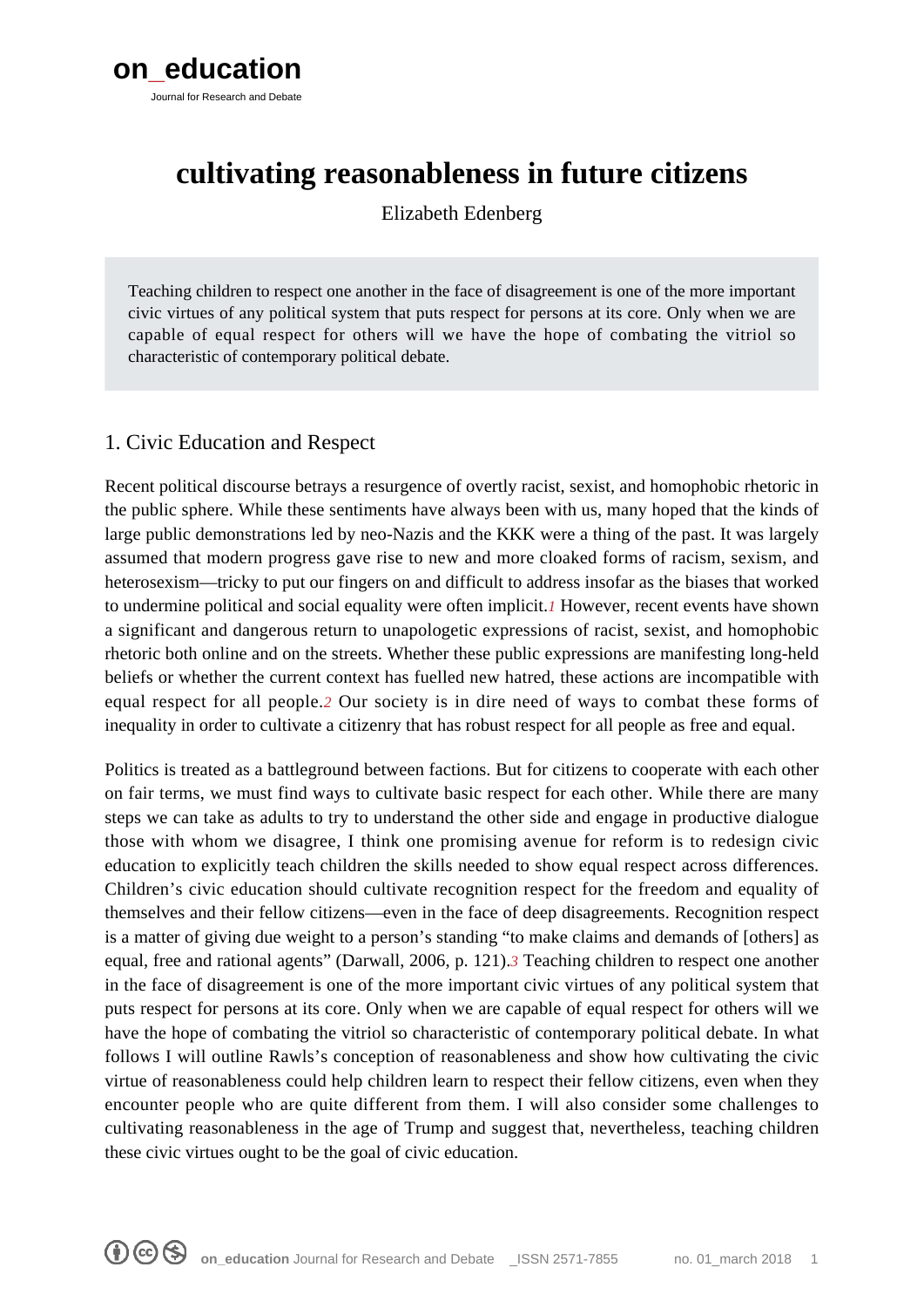# cultivating reasonableness in future citizens

Elizabeth Edenberg

> Teaching children to respect one another in the face of disagreement is one of the more important civic virtues of any political system that puts respect for persons at its core. Only when we are capable of equal respect for others will we have the hope of combating the vitriol so characteristic of contemporary political debate.

## 1. Civic Education and Respect

Recent political discourse betrays a resurgence of overtly racist, sexist, and homophobic rhetoric in the public sphere. While these sentiments have always been with us, many hoped that the kinds of large public demonstrations led by neo-Nazis and the KKK were a thing of the past. It was largely assumed that modern progress gave rise to new and more cloaked forms of racism, sexism, and heterosexism—tricky to put our fingers on and difficult to address insofar as the biases that worked to undermine political and social equality were often implicit.[1] However, recent events have shown a significant and dangerous return to unapologetic expressions of racist, sexist, and homophobic rhetoric both online and on the streets. Whether these public expressions are manifesting long-held beliefs or whether the current context has fuelled new hatred, these actions are incompatible with equal respect for all people.[2] Our society is in dire need of ways to combat these forms of inequality in order to cultivate a citizenry that has robust respect for all people as free and equal.

Politics is treated as a battleground between factions. But for citizens to cooperate with each other on fair terms, we must find ways to cultivate basic respect for each other. While there are many steps we can take as adults to try to understand the other side and engage in productive dialogue those with whom we disagree, I think one promising avenue for reform is to redesign civic education to explicitly teach children the skills needed to show equal respect across differences. Children's civic education should cultivate recognition respect for the freedom and equality of themselves and their fellow citizens—even in the face of deep disagreements. Recognition respect is a matter of giving due weight to a person's standing "to make claims and demands of [others] as equal, free and rational agents" (Darwall, 2006, p. 121).[3] Teaching children to respect one another in the face of disagreement is one of the more important civic virtues of any political system that puts respect for persons at its core. Only when we are capable of equal respect for others will we have the hope of combating the vitriol so characteristic of contemporary political debate. In what follows I will outline Rawls's conception of reasonableness and show how cultivating the civic virtue of reasonableness could help children learn to respect their fellow citizens, even when they encounter people who are quite different from them. I will also consider some challenges to cultivating reasonableness in the age of Trump and suggest that, nevertheless, teaching children these civic virtues ought to be the goal of civic education.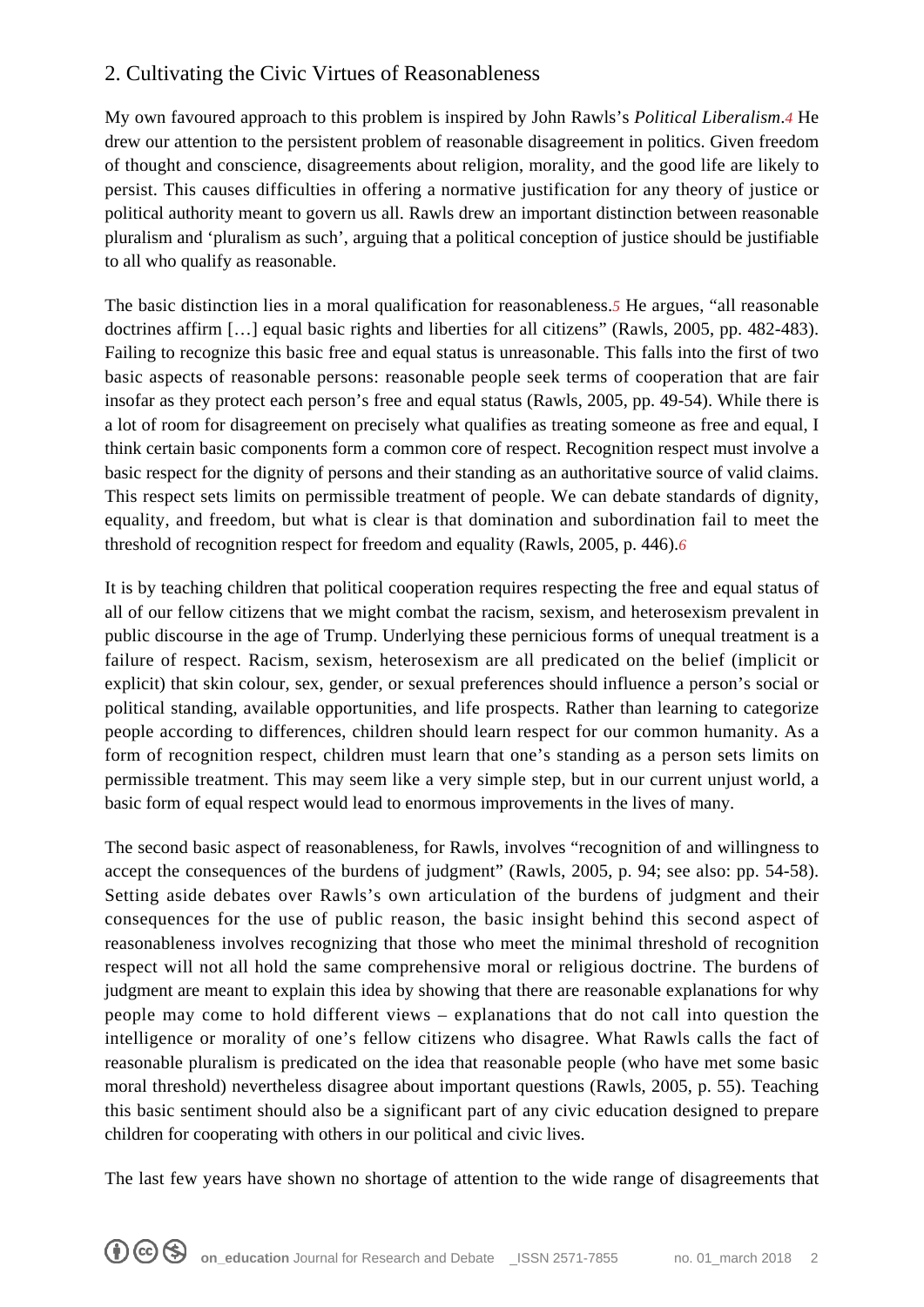## 2. Cultivating the Civic Virtues of Reasonableness

My own favoured approach to this problem is inspired by John Rawls's *Political Liberalism*.[4] He drew our attention to the persistent problem of reasonable disagreement in politics. Given freedom of thought and conscience, disagreements about religion, morality, and the good life are likely to persist. This causes difficulties in offering a normative justification for any theory of justice or political authority meant to govern us all. Rawls drew an important distinction between reasonable pluralism and 'pluralism as such', arguing that a political conception of justice should be justifiable to all who qualify as reasonable.

The basic distinction lies in a moral qualification for reasonableness.[5] He argues, "all reasonable doctrines affirm […] equal basic rights and liberties for all citizens" (Rawls, 2005, pp. 482-483). Failing to recognize this basic free and equal status is unreasonable. This falls into the first of two basic aspects of reasonable persons: reasonable people seek terms of cooperation that are fair insofar as they protect each person's free and equal status (Rawls, 2005, pp. 49-54). While there is a lot of room for disagreement on precisely what qualifies as treating someone as free and equal, I think certain basic components form a common core of respect. Recognition respect must involve a basic respect for the dignity of persons and their standing as an authoritative source of valid claims. This respect sets limits on permissible treatment of people. We can debate standards of dignity, equality, and freedom, but what is clear is that domination and subordination fail to meet the threshold of recognition respect for freedom and equality (Rawls, 2005, p. 446).[6]

It is by teaching children that political cooperation requires respecting the free and equal status of all of our fellow citizens that we might combat the racism, sexism, and heterosexism prevalent in public discourse in the age of Trump. Underlying these pernicious forms of unequal treatment is a failure of respect. Racism, sexism, heterosexism are all predicated on the belief (implicit or explicit) that skin colour, sex, gender, or sexual preferences should influence a person's social or political standing, available opportunities, and life prospects. Rather than learning to categorize people according to differences, children should learn respect for our common humanity. As a form of recognition respect, children must learn that one's standing as a person sets limits on permissible treatment. This may seem like a very simple step, but in our current unjust world, a basic form of equal respect would lead to enormous improvements in the lives of many.

The second basic aspect of reasonableness, for Rawls, involves "recognition of and willingness to accept the consequences of the burdens of judgment" (Rawls, 2005, p. 94; see also: pp. 54-58). Setting aside debates over Rawls's own articulation of the burdens of judgment and their consequences for the use of public reason, the basic insight behind this second aspect of reasonableness involves recognizing that those who meet the minimal threshold of recognition respect will not all hold the same comprehensive moral or religious doctrine. The burdens of judgment are meant to explain this idea by showing that there are reasonable explanations for why people may come to hold different views – explanations that do not call into question the intelligence or morality of one's fellow citizens who disagree. What Rawls calls the fact of reasonable pluralism is predicated on the idea that reasonable people (who have met some basic moral threshold) nevertheless disagree about important questions (Rawls, 2005, p. 55). Teaching this basic sentiment should also be a significant part of any civic education designed to prepare children for cooperating with others in our political and civic lives.

The last few years have shown no shortage of attention to the wide range of disagreements that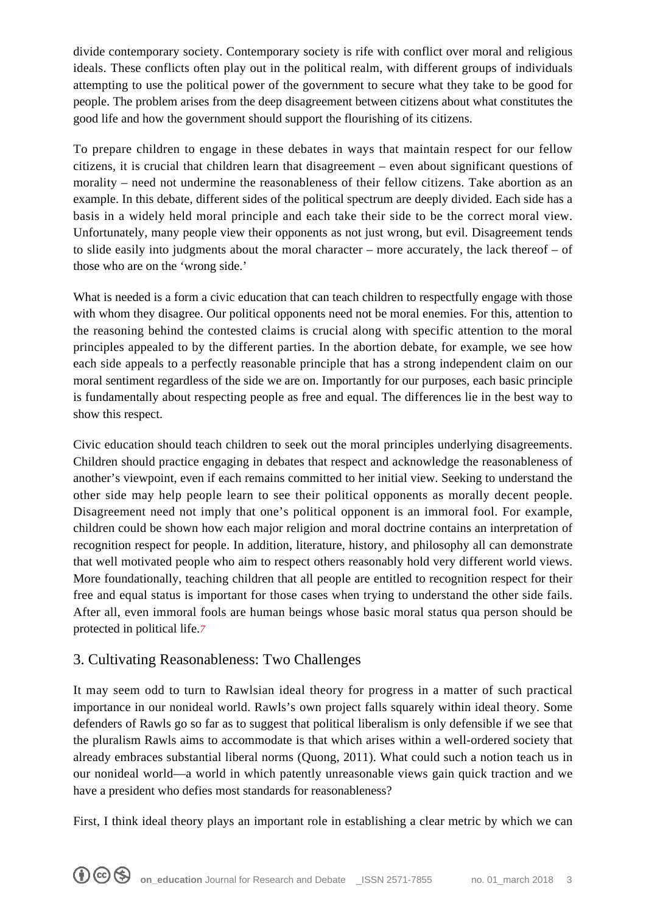divide contemporary society. Contemporary society is rife with conflict over moral and religious ideals. These conflicts often play out in the political realm, with different groups of individuals attempting to use the political power of the government to secure what they take to be good for people. The problem arises from the deep disagreement between citizens about what constitutes the good life and how the government should support the flourishing of its citizens.

To prepare children to engage in these debates in ways that maintain respect for our fellow citizens, it is crucial that children learn that disagreement – even about significant questions of morality – need not undermine the reasonableness of their fellow citizens. Take abortion as an example. In this debate, different sides of the political spectrum are deeply divided. Each side has a basis in a widely held moral principle and each take their side to be the correct moral view. Unfortunately, many people view their opponents as not just wrong, but evil. Disagreement tends to slide easily into judgments about the moral character – more accurately, the lack thereof – of those who are on the 'wrong side.'

What is needed is a form a civic education that can teach children to respectfully engage with those with whom they disagree. Our political opponents need not be moral enemies. For this, attention to the reasoning behind the contested claims is crucial along with specific attention to the moral principles appealed to by the different parties. In the abortion debate, for example, we see how each side appeals to a perfectly reasonable principle that has a strong independent claim on our moral sentiment regardless of the side we are on. Importantly for our purposes, each basic principle is fundamentally about respecting people as free and equal. The differences lie in the best way to show this respect.

Civic education should teach children to seek out the moral principles underlying disagreements. Children should practice engaging in debates that respect and acknowledge the reasonableness of another's viewpoint, even if each remains committed to her initial view. Seeking to understand the other side may help people learn to see their political opponents as morally decent people. Disagreement need not imply that one's political opponent is an immoral fool. For example, children could be shown how each major religion and moral doctrine contains an interpretation of recognition respect for people. In addition, literature, history, and philosophy all can demonstrate that well motivated people who aim to respect others reasonably hold very different world views. More foundationally, teaching children that all people are entitled to recognition respect for their free and equal status is important for those cases when trying to understand the other side fails. After all, even immoral fools are human beings whose basic moral status qua person should be protected in political life.[7]

## 3. Cultivating Reasonableness: Two Challenges

It may seem odd to turn to Rawlsian ideal theory for progress in a matter of such practical importance in our nonideal world. Rawls's own project falls squarely within ideal theory. Some defenders of Rawls go so far as to suggest that political liberalism is only defensible if we see that the pluralism Rawls aims to accommodate is that which arises within a well-ordered society that already embraces substantial liberal norms (Quong, 2011). What could such a notion teach us in our nonideal world—a world in which patently unreasonable views gain quick traction and we have a president who defies most standards for reasonableness?

First, I think ideal theory plays an important role in establishing a clear metric by which we can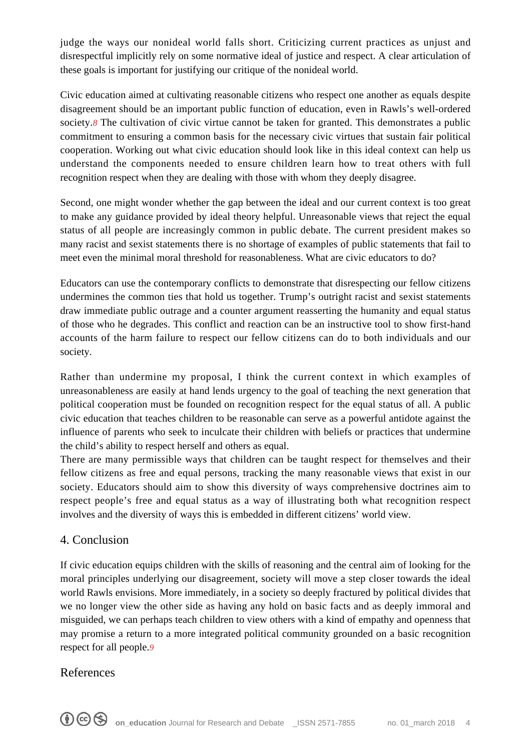judge the ways our nonideal world falls short. Criticizing current practices as unjust and disrespectful implicitly rely on some normative ideal of justice and respect. A clear articulation of these goals is important for justifying our critique of the nonideal world.

Civic education aimed at cultivating reasonable citizens who respect one another as equals despite disagreement should be an important public function of education, even in Rawls's well-ordered society.[8] The cultivation of civic virtue cannot be taken for granted. This demonstrates a public commitment to ensuring a common basis for the necessary civic virtues that sustain fair political cooperation. Working out what civic education should look like in this ideal context can help us understand the components needed to ensure children learn how to treat others with full recognition respect when they are dealing with those with whom they deeply disagree.

Second, one might wonder whether the gap between the ideal and our current context is too great to make any guidance provided by ideal theory helpful. Unreasonable views that reject the equal status of all people are increasingly common in public debate. The current president makes so many racist and sexist statements there is no shortage of examples of public statements that fail to meet even the minimal moral threshold for reasonableness. What are civic educators to do?

Educators can use the contemporary conflicts to demonstrate that disrespecting our fellow citizens undermines the common ties that hold us together. Trump's outright racist and sexist statements draw immediate public outrage and a counter argument reasserting the humanity and equal status of those who he degrades. This conflict and reaction can be an instructive tool to show first-hand accounts of the harm failure to respect our fellow citizens can do to both individuals and our society.

Rather than undermine my proposal, I think the current context in which examples of unreasonableness are easily at hand lends urgency to the goal of teaching the next generation that political cooperation must be founded on recognition respect for the equal status of all. A public civic education that teaches children to be reasonable can serve as a powerful antidote against the influence of parents who seek to inculcate their children with beliefs or practices that undermine the child's ability to respect herself and others as equal.

There are many permissible ways that children can be taught respect for themselves and their fellow citizens as free and equal persons, tracking the many reasonable views that exist in our society. Educators should aim to show this diversity of ways comprehensive doctrines aim to respect people's free and equal status as a way of illustrating both what recognition respect involves and the diversity of ways this is embedded in different citizens' world view.

## 4. Conclusion

If civic education equips children with the skills of reasoning and the central aim of looking for the moral principles underlying our disagreement, society will move a step closer towards the ideal world Rawls envisions. More immediately, in a society so deeply fractured by political divides that we no longer view the other side as having any hold on basic facts and as deeply immoral and misguided, we can perhaps teach children to view others with a kind of empathy and openness that may promise a return to a more integrated political community grounded on a basic recognition respect for all people.[9]

## References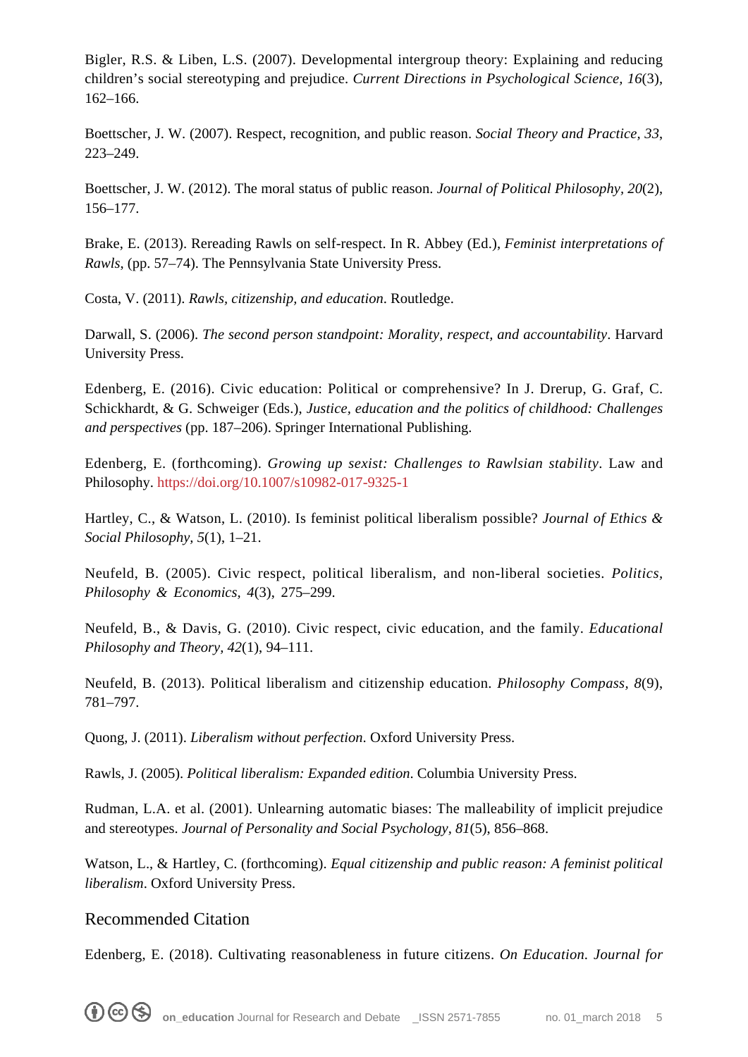Bigler, R.S. & Liben, L.S. (2007). Developmental intergroup theory: Explaining and reducing children's social stereotyping and prejudice. *Current Directions in Psychological Science, 16*(3), 162–166.

Boettscher, J. W. (2007). Respect, recognition, and public reason. *Social Theory and Practice, 33*, 223–249.

Boettscher, J. W. (2012). The moral status of public reason. *Journal of Political Philosophy, 20*(2), 156–177.

Brake, E. (2013). Rereading Rawls on self-respect. In R. Abbey (Ed.), *Feminist interpretations of Rawls*, (pp. 57–74). The Pennsylvania State University Press.

Costa, V. (2011). *Rawls, citizenship, and education*. Routledge.

Darwall, S. (2006). *The second person standpoint: Morality, respect, and accountability*. Harvard University Press.

Edenberg, E. (2016). Civic education: Political or comprehensive? In J. Drerup, G. Graf, C. Schickhardt, & G. Schweiger (Eds.), *Justice, education and the politics of childhood: Challenges and perspectives* (pp. 187–206). Springer International Publishing.

Edenberg, E. (forthcoming). *Growing up sexist: Challenges to Rawlsian stability*. Law and Philosophy. https://doi.org/10.1007/s10982-017-9325-1

Hartley, C., & Watson, L. (2010). Is feminist political liberalism possible? *Journal of Ethics & Social Philosophy, 5*(1), 1–21.

Neufeld, B. (2005). Civic respect, political liberalism, and non-liberal societies. *Politics, Philosophy & Economics, 4*(3), 275–299.

Neufeld, B., & Davis, G. (2010). Civic respect, civic education, and the family. *Educational Philosophy and Theory, 42*(1), 94–111.

Neufeld, B. (2013). Political liberalism and citizenship education. *Philosophy Compass, 8*(9), 781–797.

Quong, J. (2011). *Liberalism without perfection*. Oxford University Press.

Rawls, J. (2005). *Political liberalism: Expanded edition*. Columbia University Press.

Rudman, L.A. et al. (2001). Unlearning automatic biases: The malleability of implicit prejudice and stereotypes. *Journal of Personality and Social Psychology, 81*(5), 856–868.

Watson, L., & Hartley, C. (forthcoming). *Equal citizenship and public reason: A feminist political liberalism*. Oxford University Press.

## Recommended Citation

Edenberg, E. (2018). Cultivating reasonableness in future citizens. *On Education. Journal for*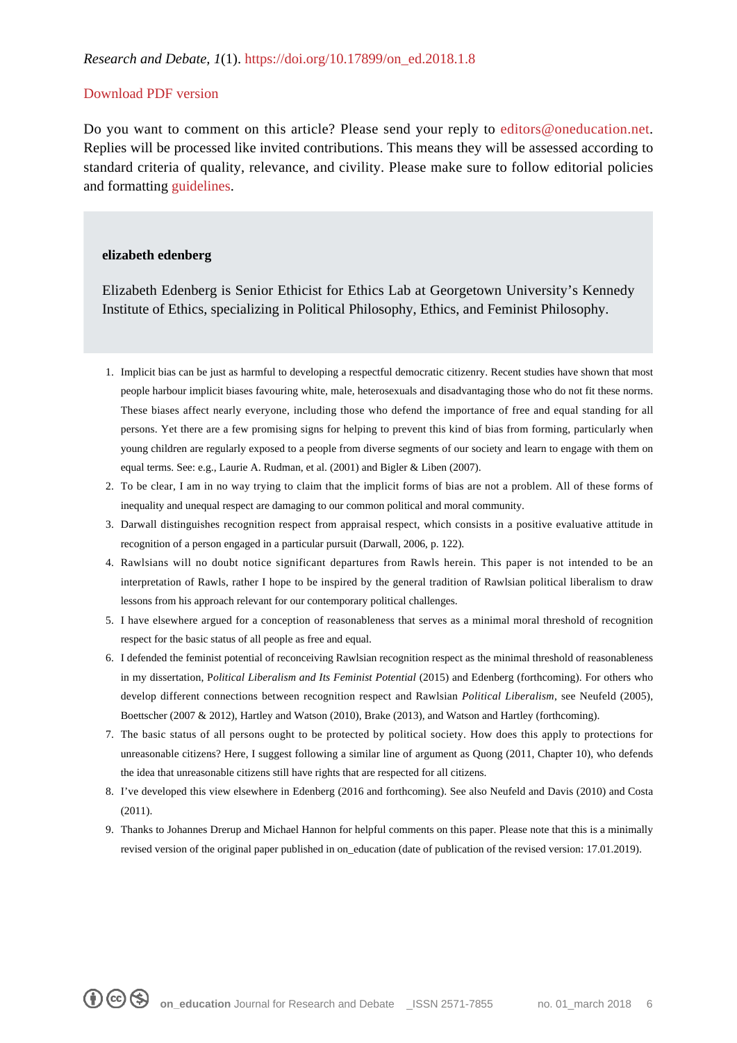*Research and Debate, 1*(1). https://doi.org/10.17899/on_ed.2018.1.8

Download PDF version

Do you want to comment on this article? Please send your reply to editors@oneducation.net. Replies will be processed like invited contributions. This means they will be assessed according to standard criteria of quality, relevance, and civility. Please make sure to follow editorial policies and formatting guidelines.

**elizabeth edenberg**

Elizabeth Edenberg is Senior Ethicist for Ethics Lab at Georgetown University's Kennedy Institute of Ethics, specializing in Political Philosophy, Ethics, and Feminist Philosophy.

1. Implicit bias can be just as harmful to developing a respectful democratic citizenry. Recent studies have shown that most people harbour implicit biases favouring white, male, heterosexuals and disadvantaging those who do not fit these norms. These biases affect nearly everyone, including those who defend the importance of free and equal standing for all persons. Yet there are a few promising signs for helping to prevent this kind of bias from forming, particularly when young children are regularly exposed to a people from diverse segments of our society and learn to engage with them on equal terms. See: e.g., Laurie A. Rudman, et al. (2001) and Bigler & Liben (2007).
2. To be clear, I am in no way trying to claim that the implicit forms of bias are not a problem. All of these forms of inequality and unequal respect are damaging to our common political and moral community.
3. Darwall distinguishes recognition respect from appraisal respect, which consists in a positive evaluative attitude in recognition of a person engaged in a particular pursuit (Darwall, 2006, p. 122).
4. Rawlsians will no doubt notice significant departures from Rawls herein. This paper is not intended to be an interpretation of Rawls, rather I hope to be inspired by the general tradition of Rawlsian political liberalism to draw lessons from his approach relevant for our contemporary political challenges.
5. I have elsewhere argued for a conception of reasonableness that serves as a minimal moral threshold of recognition respect for the basic status of all people as free and equal.
6. I defended the feminist potential of reconceiving Rawlsian recognition respect as the minimal threshold of reasonableness in my dissertation, P*olitical Liberalism and Its Feminist Potential* (2015) and Edenberg (forthcoming). For others who develop different connections between recognition respect and Rawlsian *Political Liberalism*, see Neufeld (2005), Boettscher (2007 & 2012), Hartley and Watson (2010), Brake (2013), and Watson and Hartley (forthcoming).
7. The basic status of all persons ought to be protected by political society. How does this apply to protections for unreasonable citizens? Here, I suggest following a similar line of argument as Quong (2011, Chapter 10), who defends the idea that unreasonable citizens still have rights that are respected for all citizens.
8. I've developed this view elsewhere in Edenberg (2016 and forthcoming). See also Neufeld and Davis (2010) and Costa (2011).
9. Thanks to Johannes Drerup and Michael Hannon for helpful comments on this paper. Please note that this is a minimally revised version of the original paper published in on_education (date of publication of the revised version: 17.01.2019).